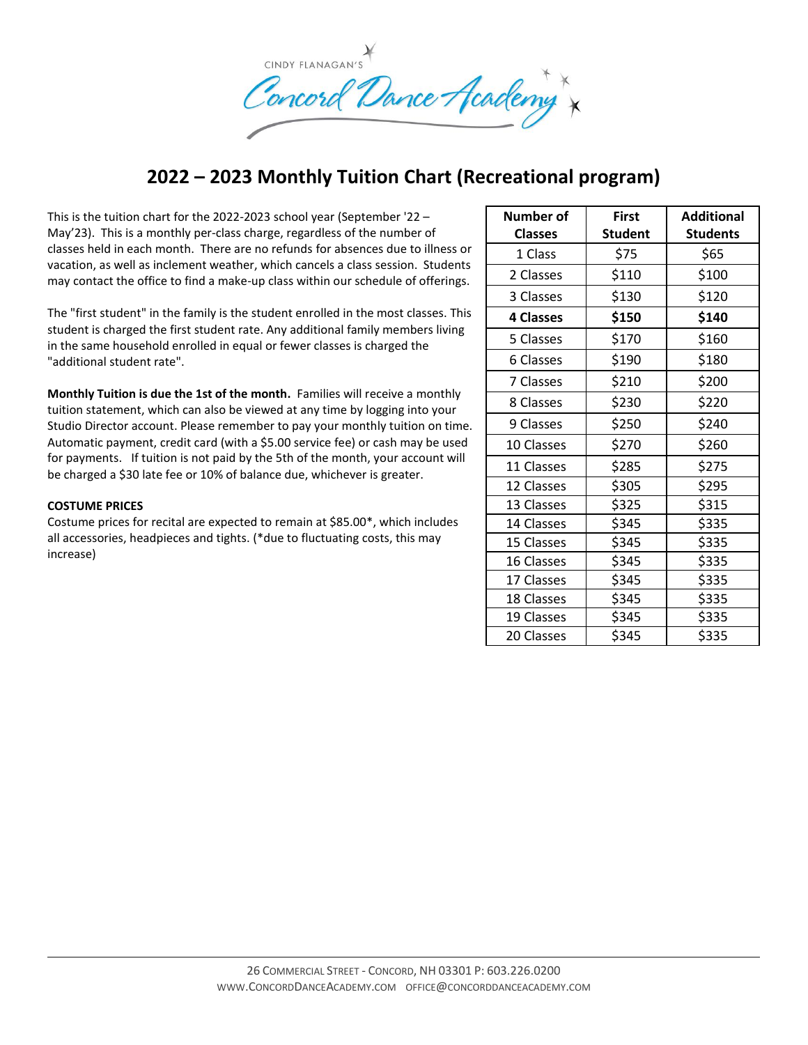CINDY FLANAGAN'S

Concord Dance Academy

# 2022 – 2023 Monthly Tuition Chart (Recreational program)

This is the tuition chart for the 2022-2023 school year (September '22 – May'23). This is a monthly per-class charge, regardless of the number of classes held in each month. There are no refunds for absences due to illness or vacation, as well as inclement weather, which cancels a class session. Students may contact the office to find a make-up class within our schedule of offerings.

The "first student" in the family is the student enrolled in the most classes. This student is charged the first student rate. Any additional family members living in the same household enrolled in equal or fewer classes is charged the "additional student rate".

**Monthly Tuition is due the 1st of the month.** Families will receive a monthly tuition statement, which can also be viewed at any time by logging into your Studio Director account. Please remember to pay your monthly tuition on time. Automatic payment, credit card (with a $5.00 service fee) or cash may be used for payments. If tuition is not paid by the 5th of the month, your account will be charged a $30 late fee or 10% of balance due, whichever is greater.

**COSTUME PRICES**

Costume prices for recital are expected to remain at $85.00*, which includes all accessories, headpieces and tights. (*due to fluctuating costs, this may increase)

| Number of Classes | First Student | Additional Students |
|---|---|---|
| 1 Class | $75 | $65 |
| 2 Classes | $110 | $100 |
| 3 Classes | $130 | $120 |
| **4 Classes** | **$150** | **$140** |
| 5 Classes | $170 | $160 |
| 6 Classes | $190 | $180 |
| 7 Classes | $210 | $200 |
| 8 Classes | $230 | $220 |
| 9 Classes | $250 | $240 |
| 10 Classes | $270 | $260 |
| 11 Classes | $285 | $275 |
| 12 Classes | $305 | $295 |
| 13 Classes | $325 | $315 |
| 14 Classes | $345 | $335 |
| 15 Classes | $345 | $335 |
| 16 Classes | $345 | $335 |
| 17 Classes | $345 | $335 |
| 18 Classes | $345 | $335 |
| 19 Classes | $345 | $335 |
| 20 Classes | $345 | $335 |

26 COMMERCIAL STREET - CONCORD, NH 03301 P: 603.226.0200
WWW.CONCORDDANCEACADEMY.COM OFFICE@CONCORDDANCEACADEMY.COM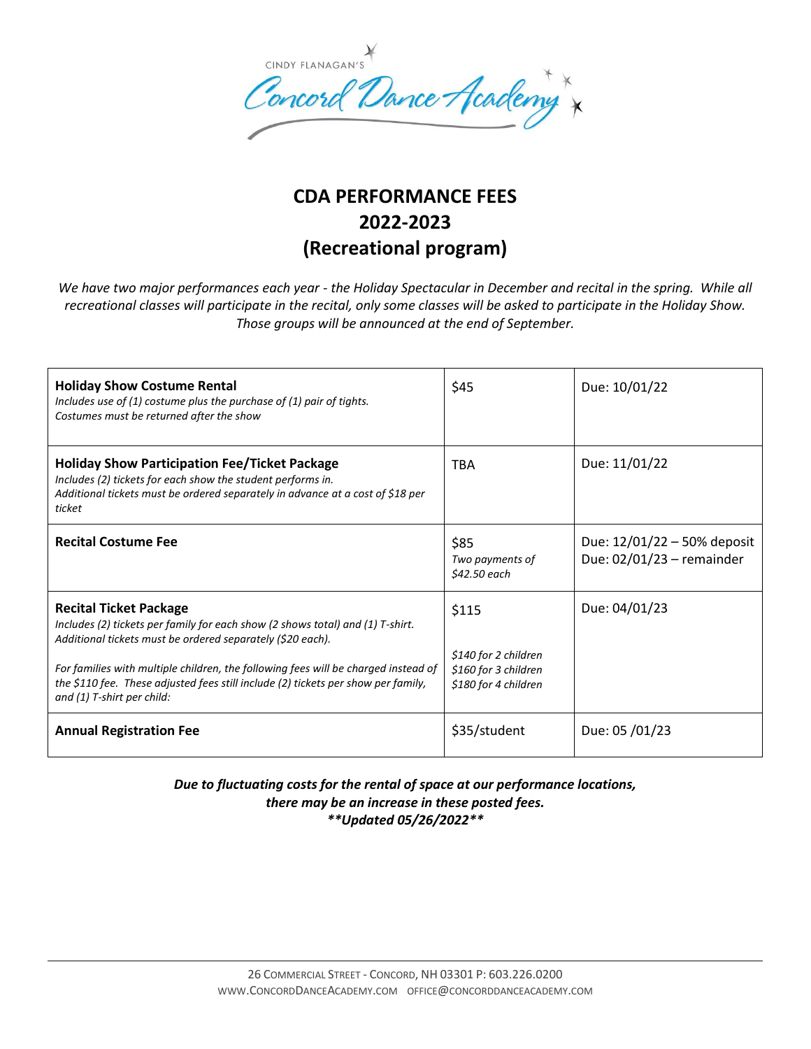CINDY FLANAGAN'S

Concord Dance Academy

# CDA PERFORMANCE FEES
# 2022-2023
# (Recreational program)

*We have two major performances each year - the Holiday Spectacular in December and recital in the spring. While all recreational classes will participate in the recital, only some classes will be asked to participate in the Holiday Show. Those groups will be announced at the end of September.*

| | | |
|---|---|---|
| **Holiday Show Costume Rental**<br>*Includes use of (1) costume plus the purchase of (1) pair of tights. Costumes must be returned after the show* | $45 | Due: 10/01/22 |
| **Holiday Show Participation Fee/Ticket Package**<br>*Includes (2) tickets for each show the student performs in. Additional tickets must be ordered separately in advance at a cost of $18 per ticket* | TBA | Due: 11/01/22 |
| **Recital Costume Fee** | $85<br>*Two payments of $42.50 each* | Due: 12/01/22 – 50% deposit<br>Due: 02/01/23 – remainder |
| **Recital Ticket Package**<br>*Includes (2) tickets per family for each show (2 shows total) and (1) T-shirt. Additional tickets must be ordered separately ($20 each).*<br><br>*For families with multiple children, the following fees will be charged instead of the $110 fee. These adjusted fees still include (2) tickets per show per family, and (1) T-shirt per child:* | $115<br><br>*$140 for 2 children*<br>*$160 for 3 children*<br>*$180 for 4 children* | Due: 04/01/23 |
| **Annual Registration Fee** | $35/student | Due: 05 /01/23 |

***Due to fluctuating costs for the rental of space at our performance locations, there may be an increase in these posted fees.***
***\*\*Updated 05/26/2022\*\****

26 COMMERCIAL STREET - CONCORD, NH 03301 P: 603.226.0200
WWW.CONCORDDANCEACADEMY.COM OFFICE@CONCORDDANCEACADEMY.COM